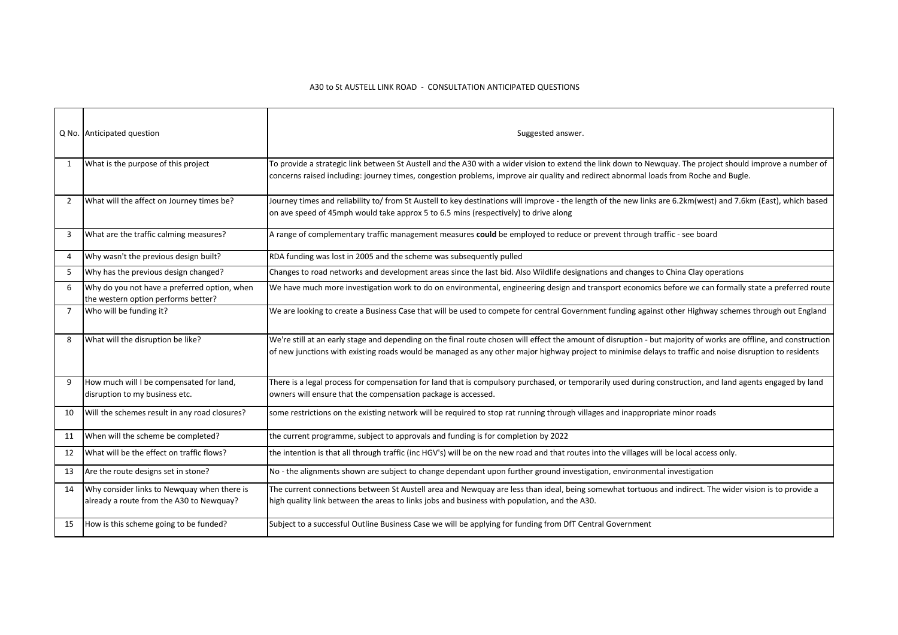# A30 to St AUSTELL LINK ROAD - CONSULTATION ANTICIPATED QUESTIONS

| Q No. | Anticipated question | Suggested answer. |
|---|---|---|
| 1 | What is the purpose of this project | To provide a strategic link between St Austell and the A30 with a wider vision to extend the link down to Newquay. The project should improve a number of concerns raised including: journey times, congestion problems, improve air quality and redirect abnormal loads from Roche and Bugle. |
| 2 | What will the affect on Journey times be? | Journey times and reliability to/ from St Austell to key destinations will improve - the length of the new links are 6.2km(west) and 7.6km (East), which based on ave speed of 45mph would take approx 5 to 6.5 mins (respectively) to drive along |
| 3 | What are the traffic calming measures? | A range of complementary traffic management measures **could** be employed to reduce or prevent through traffic - see board |
| 4 | Why wasn't the previous design built? | RDA funding was lost in 2005 and the scheme was subsequently pulled |
| 5 | Why has the previous design changed? | Changes to road networks and development areas since the last bid. Also Wildlife designations and changes to China Clay operations |
| 6 | Why do you not have a preferred option, when the western option performs better? | We have much more investigation work to do on environmental, engineering design and transport economics before we can formally state a preferred route |
| 7 | Who will be funding it? | We are looking to create a Business Case that will be used to compete for central Government funding against other Highway schemes through out England |
| 8 | What will the disruption be like? | We're still at an early stage and depending on the final route chosen will effect the amount of disruption - but majority of works are offline, and construction of new junctions with existing roads would be managed as any other major highway project to minimise delays to traffic and noise disruption to residents |
| 9 | How much will I be compensated for land, disruption to my business etc. | There is a legal process for compensation for land that is compulsory purchased, or temporarily used during construction, and land agents engaged by land owners will ensure that the compensation package is accessed. |
| 10 | Will the schemes result in any road closures? | some restrictions on the existing network will be required to stop rat running through villages and inappropriate minor roads |
| 11 | When will the scheme be completed? | the current programme, subject to approvals and funding is for completion by 2022 |
| 12 | What will be the effect on traffic flows? | the intention is that all through traffic (inc HGV's) will be on the new road and that routes into the villages will be local access only. |
| 13 | Are the route designs set in stone? | No - the alignments shown are subject to change dependant upon further ground investigation, environmental investigation |
| 14 | Why consider links to Newquay when there is already a route from the A30 to Newquay? | The current connections between St Austell area and Newquay are less than ideal, being somewhat tortuous and indirect. The wider vision is to provide a high quality link between the areas to links jobs and business with population, and the A30. |
| 15 | How is this scheme going to be funded? | Subject to a successful Outline Business Case we will be applying for funding from DfT Central Government |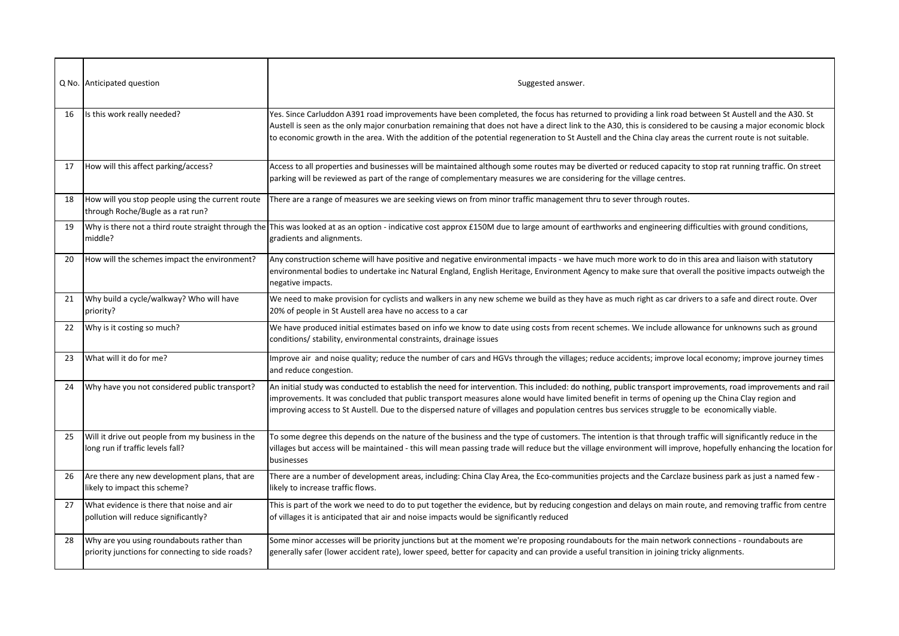| Q No. | Anticipated question | Suggested answer. |
| --- | --- | --- |
| 16 | Is this work really needed? | Yes. Since Carluddon A391 road improvements have been completed, the focus has returned to providing a link road between St Austell and the A30. St Austell is seen as the only major conurbation remaining that does not have a direct link to the A30, this is considered to be causing a major economic block to economic growth in the area. With the addition of the potential regeneration to St Austell and the China clay areas the current route is not suitable. |
| 17 | How will this affect parking/access? | Access to all properties and businesses will be maintained although some routes may be diverted or reduced capacity to stop rat running traffic. On street parking will be reviewed as part of the range of complementary measures we are considering for the village centres. |
| 18 | How will you stop people using the current route through Roche/Bugle as a rat run? | There are a range of measures we are seeking views on from minor traffic management thru to sever through routes. |
| 19 | Why is there not a third route straight through the middle? | This was looked at as an option - indicative cost approx £150M due to large amount of earthworks and engineering difficulties with ground conditions, gradients and alignments. |
| 20 | How will the schemes impact the environment? | Any construction scheme will have positive and negative environmental impacts - we have much more work to do in this area and liaison with statutory environmental bodies to undertake inc Natural England, English Heritage, Environment Agency to make sure that overall the positive impacts outweigh the negative impacts. |
| 21 | Why build a cycle/walkway? Who will have priority? | We need to make provision for cyclists and walkers in any new scheme we build as they have as much right as car drivers to a safe and direct route. Over 20% of people in St Austell area have no access to a car |
| 22 | Why is it costing so much? | We have produced initial estimates based on info we know to date using costs from recent schemes. We include allowance for unknowns such as ground conditions/ stability, environmental constraints, drainage issues |
| 23 | What will it do for me? | Improve air and noise quality; reduce the number of cars and HGVs through the villages; reduce accidents; improve local economy; improve journey times and reduce congestion. |
| 24 | Why have you not considered public transport? | An initial study was conducted to establish the need for intervention. This included: do nothing, public transport improvements, road improvements and rail improvements. It was concluded that public transport measures alone would have limited benefit in terms of opening up the China Clay region and improving access to St Austell. Due to the dispersed nature of villages and population centres bus services struggle to be economically viable. |
| 25 | Will it drive out people from my business in the long run if traffic levels fall? | To some degree this depends on the nature of the business and the type of customers. The intention is that through traffic will significantly reduce in the villages but access will be maintained - this will mean passing trade will reduce but the village environment will improve, hopefully enhancing the location for businesses |
| 26 | Are there any new development plans, that are likely to impact this scheme? | There are a number of development areas, including: China Clay Area, the Eco-communities projects and the Carclaze business park as just a named few - likely to increase traffic flows. |
| 27 | What evidence is there that noise and air pollution will reduce significantly? | This is part of the work we need to do to put together the evidence, but by reducing congestion and delays on main route, and removing traffic from centre of villages it is anticipated that air and noise impacts would be significantly reduced |
| 28 | Why are you using roundabouts rather than priority junctions for connecting to side roads? | Some minor accesses will be priority junctions but at the moment we're proposing roundabouts for the main network connections - roundabouts are generally safer (lower accident rate), lower speed, better for capacity and can provide a useful transition in joining tricky alignments. |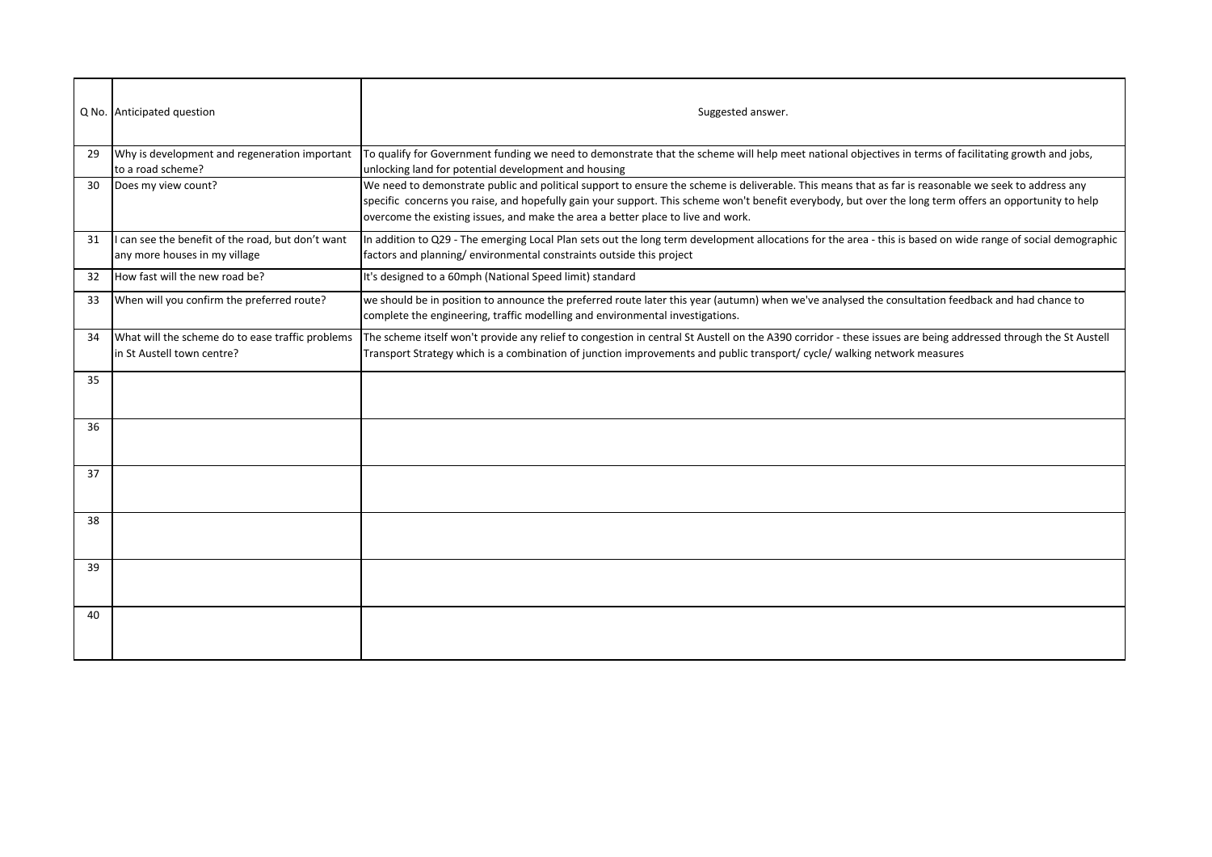| Q No. | Anticipated question | Suggested answer. |
|---|---|---|
| 29 | Why is development and regeneration important to a road scheme? | To qualify for Government funding we need to demonstrate that the scheme will help meet national objectives in terms of facilitating growth and jobs, unlocking land for potential development and housing |
| 30 | Does my view count? | We need to demonstrate public and political support to ensure the scheme is deliverable. This means that as far is reasonable we seek to address any specific concerns you raise, and hopefully gain your support. This scheme won't benefit everybody, but over the long term offers an opportunity to help overcome the existing issues, and make the area a better place to live and work. |
| 31 | I can see the benefit of the road, but don't want any more houses in my village | In addition to Q29 - The emerging Local Plan sets out the long term development allocations for the area - this is based on wide range of social demographic factors and planning/ environmental constraints outside this project |
| 32 | How fast will the new road be? | It's designed to a 60mph (National Speed limit) standard |
| 33 | When will you confirm the preferred route? | we should be in position to announce the preferred route later this year (autumn) when we've analysed the consultation feedback and had chance to complete the engineering, traffic modelling and environmental investigations. |
| 34 | What will the scheme do to ease traffic problems in St Austell town centre? | The scheme itself won't provide any relief to congestion in central St Austell on the A390 corridor - these issues are being addressed through the St Austell Transport Strategy which is a combination of junction improvements and public transport/ cycle/ walking network measures |
| 35 | | |
| 36 | | |
| 37 | | |
| 38 | | |
| 39 | | |
| 40 | | |